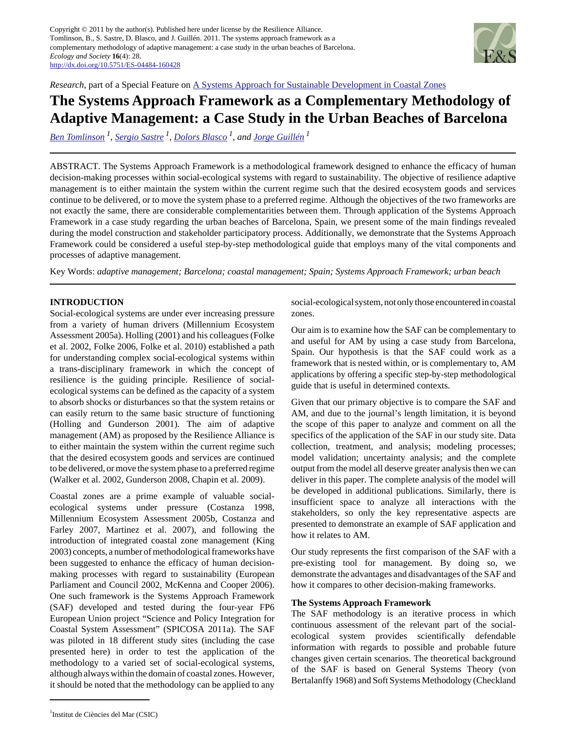Copyright © 2011 by the author(s). Published here under license by the Resilience Alliance.
Tomlinson, B., S. Sastre, D. Blasco, and J. Guillén. 2011. The systems approach framework as a complementary methodology of adaptive management: a case study in the urban beaches of Barcelona. *Ecology and Society* **16**(4): 28.
http://dx.doi.org/10.5751/ES-04484-160428

*Research*, part of a Special Feature on A Systems Approach for Sustainable Development in Coastal Zones

# The Systems Approach Framework as a Complementary Methodology of Adaptive Management: a Case Study in the Urban Beaches of Barcelona

*Ben Tomlinson [1], Sergio Sastre [1], Dolors Blasco [1], and Jorge Guillén [1]*

ABSTRACT. The Systems Approach Framework is a methodological framework designed to enhance the efficacy of human decision-making processes within social-ecological systems with regard to sustainability. The objective of resilience adaptive management is to either maintain the system within the current regime such that the desired ecosystem goods and services continue to be delivered, or to move the system phase to a preferred regime. Although the objectives of the two frameworks are not exactly the same, there are considerable complementarities between them. Through application of the Systems Approach Framework in a case study regarding the urban beaches of Barcelona, Spain, we present some of the main findings revealed during the model construction and stakeholder participatory process. Additionally, we demonstrate that the Systems Approach Framework could be considered a useful step-by-step methodological guide that employs many of the vital components and processes of adaptive management.

Key Words: *adaptive management; Barcelona; coastal management; Spain; Systems Approach Framework; urban beach*

## INTRODUCTION

Social-ecological systems are under ever increasing pressure from a variety of human drivers (Millennium Ecosystem Assessment 2005a). Holling (2001) and his colleagues (Folke et al. 2002, Folke 2006, Folke et al. 2010) established a path for understanding complex social-ecological systems within a trans-disciplinary framework in which the concept of resilience is the guiding principle. Resilience of social-ecological systems can be defined as the capacity of a system to absorb shocks or disturbances so that the system retains or can easily return to the same basic structure of functioning (Holling and Gunderson 2001). The aim of adaptive management (AM) as proposed by the Resilience Alliance is to either maintain the system within the current regime such that the desired ecosystem goods and services are continued to be delivered, or move the system phase to a preferred regime (Walker et al. 2002, Gunderson 2008, Chapin et al. 2009).

Coastal zones are a prime example of valuable social-ecological systems under pressure (Costanza 1998, Millennium Ecosystem Assessment 2005b, Costanza and Farley 2007, Martinez et al. 2007), and following the introduction of integrated coastal zone management (King 2003) concepts, a number of methodological frameworks have been suggested to enhance the efficacy of human decision-making processes with regard to sustainability (European Parliament and Council 2002, McKenna and Cooper 2006). One such framework is the Systems Approach Framework (SAF) developed and tested during the four-year FP6 European Union project "Science and Policy Integration for Coastal System Assessment" (SPICOSA 2011a). The SAF was piloted in 18 different study sites (including the case presented here) in order to test the application of the methodology to a varied set of social-ecological systems, although always within the domain of coastal zones. However, it should be noted that the methodology can be applied to any social-ecological system, not only those encountered in coastal zones.

Our aim is to examine how the SAF can be complementary to and useful for AM by using a case study from Barcelona, Spain. Our hypothesis is that the SAF could work as a framework that is nested within, or is complementary to, AM applications by offering a specific step-by-step methodological guide that is useful in determined contexts.

Given that our primary objective is to compare the SAF and AM, and due to the journal's length limitation, it is beyond the scope of this paper to analyze and comment on all the specifics of the application of the SAF in our study site. Data collection, treatment, and analysis; modeling processes; model validation; uncertainty analysis; and the complete output from the model all deserve greater analysis then we can deliver in this paper. The complete analysis of the model will be developed in additional publications. Similarly, there is insufficient space to analyze all interactions with the stakeholders, so only the key representative aspects are presented to demonstrate an example of SAF application and how it relates to AM.

Our study represents the first comparison of the SAF with a pre-existing tool for management. By doing so, we demonstrate the advantages and disadvantages of the SAF and how it compares to other decision-making frameworks.

### The Systems Approach Framework

The SAF methodology is an iterative process in which continuous assessment of the relevant part of the social-ecological system provides scientifically defendable information with regards to possible and probable future changes given certain scenarios. The theoretical background of the SAF is based on General Systems Theory (von Bertalanffy 1968) and Soft Systems Methodology (Checkland

[1]Institut de Ciències del Mar (CSIC)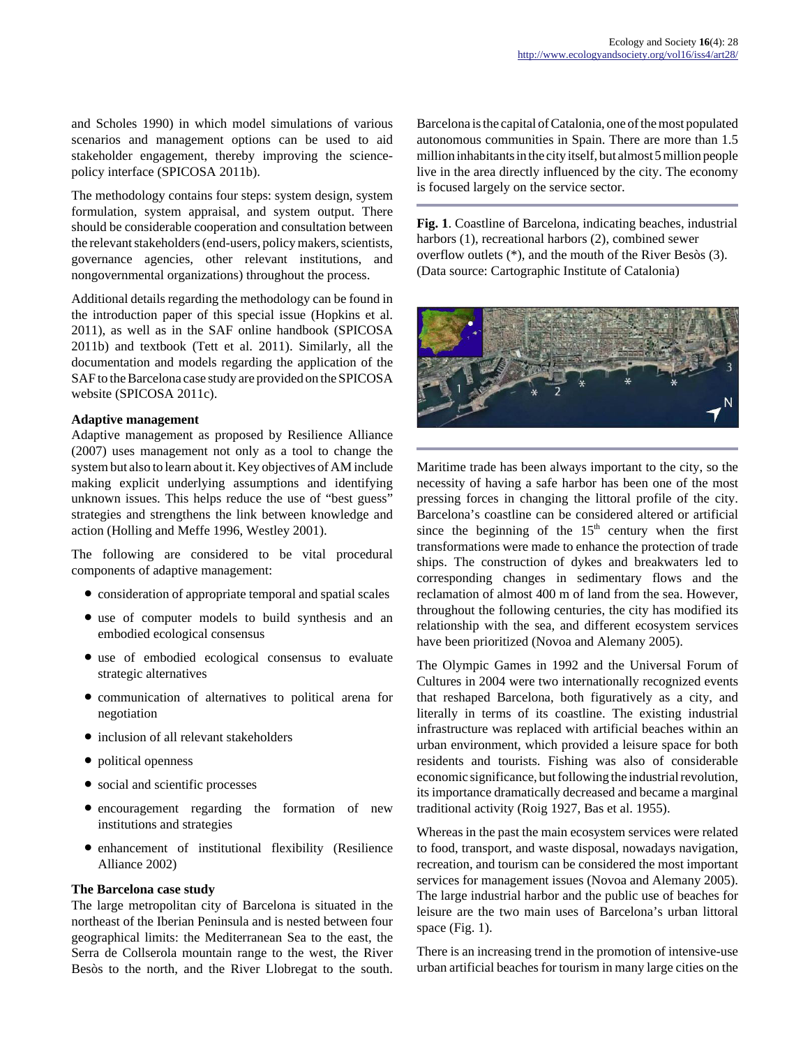and Scholes 1990) in which model simulations of various scenarios and management options can be used to aid stakeholder engagement, thereby improving the science-policy interface (SPICOSA 2011b).

The methodology contains four steps: system design, system formulation, system appraisal, and system output. There should be considerable cooperation and consultation between the relevant stakeholders (end-users, policy makers, scientists, governance agencies, other relevant institutions, and nongovernmental organizations) throughout the process.

Additional details regarding the methodology can be found in the introduction paper of this special issue (Hopkins et al. 2011), as well as in the SAF online handbook (SPICOSA 2011b) and textbook (Tett et al. 2011). Similarly, all the documentation and models regarding the application of the SAF to the Barcelona case study are provided on the SPICOSA website (SPICOSA 2011c).

### Adaptive management

Adaptive management as proposed by Resilience Alliance (2007) uses management not only as a tool to change the system but also to learn about it. Key objectives of AM include making explicit underlying assumptions and identifying unknown issues. This helps reduce the use of "best guess" strategies and strengthens the link between knowledge and action (Holling and Meffe 1996, Westley 2001).

The following are considered to be vital procedural components of adaptive management:

- consideration of appropriate temporal and spatial scales
- use of computer models to build synthesis and an embodied ecological consensus
- use of embodied ecological consensus to evaluate strategic alternatives
- communication of alternatives to political arena for negotiation
- inclusion of all relevant stakeholders
- political openness
- social and scientific processes
- encouragement regarding the formation of new institutions and strategies
- enhancement of institutional flexibility (Resilience Alliance 2002)

### The Barcelona case study

The large metropolitan city of Barcelona is situated in the northeast of the Iberian Peninsula and is nested between four geographical limits: the Mediterranean Sea to the east, the Serra de Collserola mountain range to the west, the River Besòs to the north, and the River Llobregat to the south. Barcelona is the capital of Catalonia, one of the most populated autonomous communities in Spain. There are more than 1.5 million inhabitants in the city itself, but almost 5 million people live in the area directly influenced by the city. The economy is focused largely on the service sector.

**Fig. 1**. Coastline of Barcelona, indicating beaches, industrial harbors (1), recreational harbors (2), combined sewer overflow outlets (*), and the mouth of the River Besòs (3). (Data source: Cartographic Institute of Catalonia)

Maritime trade has been always important to the city, so the necessity of having a safe harbor has been one of the most pressing forces in changing the littoral profile of the city. Barcelona's coastline can be considered altered or artificial since the beginning of the 15th century when the first transformations were made to enhance the protection of trade ships. The construction of dykes and breakwaters led to corresponding changes in sedimentary flows and the reclamation of almost 400 m of land from the sea. However, throughout the following centuries, the city has modified its relationship with the sea, and different ecosystem services have been prioritized (Novoa and Alemany 2005).

The Olympic Games in 1992 and the Universal Forum of Cultures in 2004 were two internationally recognized events that reshaped Barcelona, both figuratively as a city, and literally in terms of its coastline. The existing industrial infrastructure was replaced with artificial beaches within an urban environment, which provided a leisure space for both residents and tourists. Fishing was also of considerable economic significance, but following the industrial revolution, its importance dramatically decreased and became a marginal traditional activity (Roig 1927, Bas et al. 1955).

Whereas in the past the main ecosystem services were related to food, transport, and waste disposal, nowadays navigation, recreation, and tourism can be considered the most important services for management issues (Novoa and Alemany 2005). The large industrial harbor and the public use of beaches for leisure are the two main uses of Barcelona's urban littoral space (Fig. 1).

There is an increasing trend in the promotion of intensive-use urban artificial beaches for tourism in many large cities on the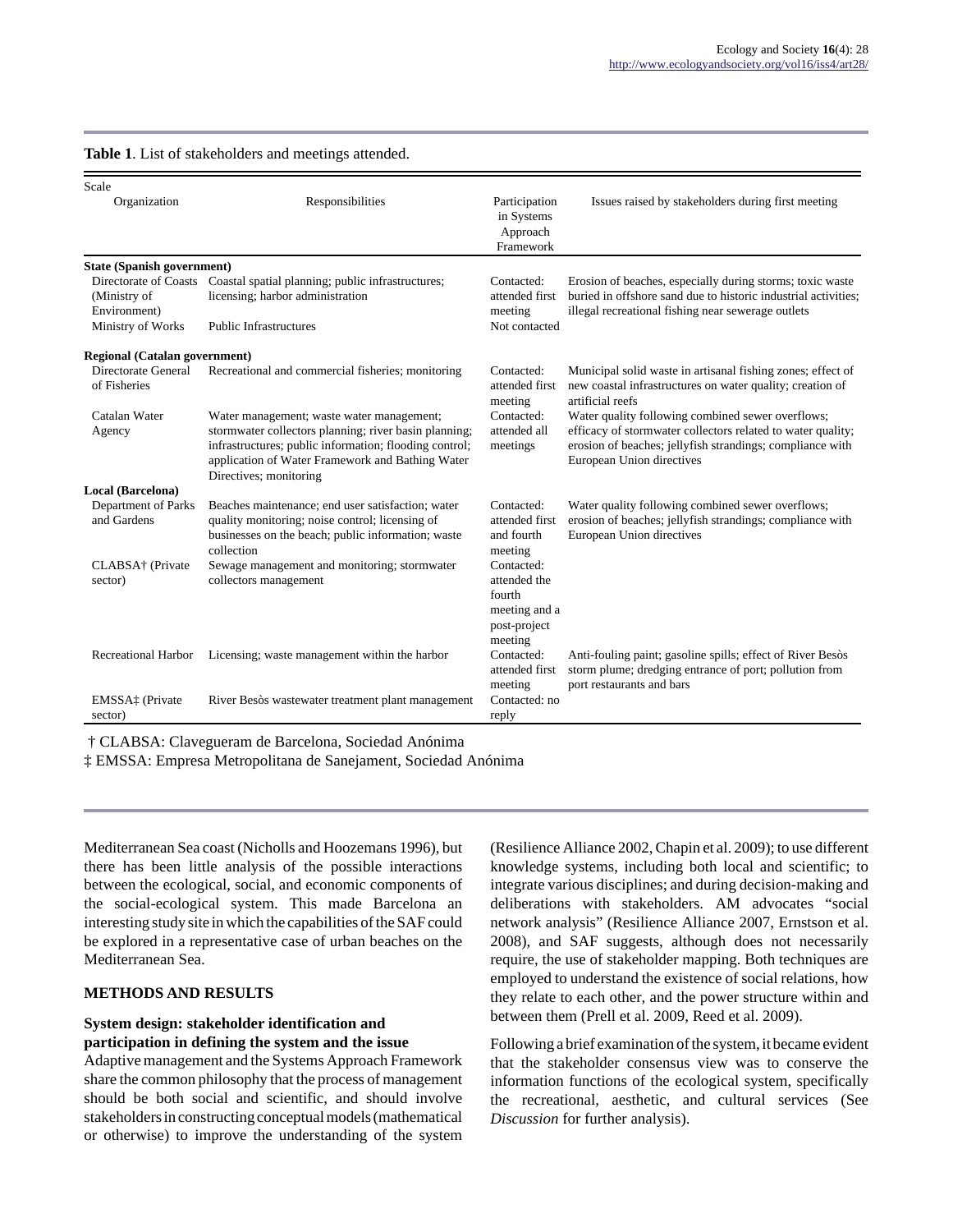**Table 1**. List of stakeholders and meetings attended.

| Scale<br>Organization | Responsibilities | Participation in Systems Approach Framework | Issues raised by stakeholders during first meeting |
|---|---|---|---|
| **State (Spanish government)** | | | |
| Directorate of Coasts (Ministry of Environment) | Coastal spatial planning; public infrastructures; licensing; harbor administration | Contacted: attended first meeting | Erosion of beaches, especially during storms; toxic waste buried in offshore sand due to historic industrial activities; illegal recreational fishing near sewerage outlets |
| Ministry of Works | Public Infrastructures | Not contacted | |
| **Regional (Catalan government)** | | | |
| Directorate General of Fisheries | Recreational and commercial fisheries; monitoring | Contacted: attended first meeting | Municipal solid waste in artisanal fishing zones; effect of new coastal infrastructures on water quality; creation of artificial reefs |
| Catalan Water Agency | Water management; waste water management; stormwater collectors planning; river basin planning; infrastructures; public information; flooding control; application of Water Framework and Bathing Water Directives; monitoring | Contacted: attended all meetings | Water quality following combined sewer overflows; efficacy of stormwater collectors related to water quality; erosion of beaches; jellyfish strandings; compliance with European Union directives |
| **Local (Barcelona)** | | | |
| Department of Parks and Gardens | Beaches maintenance; end user satisfaction; water quality monitoring; noise control; licensing of businesses on the beach; public information; waste collection | Contacted: attended first and fourth meeting | Water quality following combined sewer overflows; erosion of beaches; jellyfish strandings; compliance with European Union directives |
| CLABSA† (Private sector) | Sewage management and monitoring; stormwater collectors management | Contacted: attended the fourth meeting and a post-project meeting | |
| Recreational Harbor | Licensing; waste management within the harbor | Contacted: attended first meeting | Anti-fouling paint; gasoline spills; effect of River Besòs storm plume; dredging entrance of port; pollution from port restaurants and bars |
| EMSSA‡ (Private sector) | River Besòs wastewater treatment plant management | Contacted: no reply | |

† CLABSA: Clavegueram de Barcelona, Sociedad Anónima

‡ EMSSA: Empresa Metropolitana de Sanejament, Sociedad Anónima

Mediterranean Sea coast (Nicholls and Hoozemans 1996), but there has been little analysis of the possible interactions between the ecological, social, and economic components of the social-ecological system. This made Barcelona an interesting study site in which the capabilities of the SAF could be explored in a representative case of urban beaches on the Mediterranean Sea.

## METHODS AND RESULTS

### System design: stakeholder identification and participation in defining the system and the issue

Adaptive management and the Systems Approach Framework share the common philosophy that the process of management should be both social and scientific, and should involve stakeholders in constructing conceptual models (mathematical or otherwise) to improve the understanding of the system (Resilience Alliance 2002, Chapin et al. 2009); to use different knowledge systems, including both local and scientific; to integrate various disciplines; and during decision-making and deliberations with stakeholders. AM advocates "social network analysis" (Resilience Alliance 2007, Ernstson et al. 2008), and SAF suggests, although does not necessarily require, the use of stakeholder mapping. Both techniques are employed to understand the existence of social relations, how they relate to each other, and the power structure within and between them (Prell et al. 2009, Reed et al. 2009).

Following a brief examination of the system, it became evident that the stakeholder consensus view was to conserve the information functions of the ecological system, specifically the recreational, aesthetic, and cultural services (See *Discussion* for further analysis).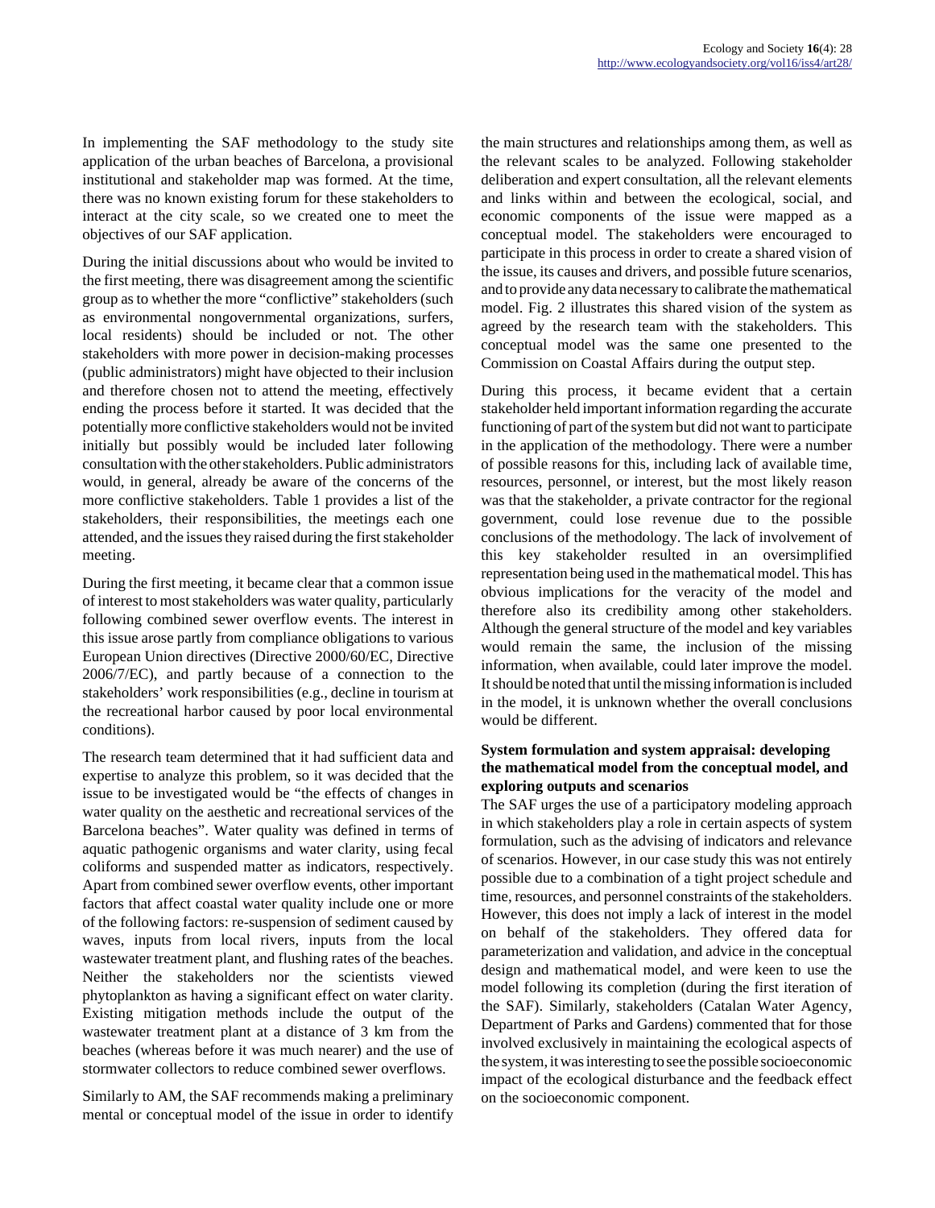In implementing the SAF methodology to the study site application of the urban beaches of Barcelona, a provisional institutional and stakeholder map was formed. At the time, there was no known existing forum for these stakeholders to interact at the city scale, so we created one to meet the objectives of our SAF application.

During the initial discussions about who would be invited to the first meeting, there was disagreement among the scientific group as to whether the more "conflictive" stakeholders (such as environmental nongovernmental organizations, surfers, local residents) should be included or not. The other stakeholders with more power in decision-making processes (public administrators) might have objected to their inclusion and therefore chosen not to attend the meeting, effectively ending the process before it started. It was decided that the potentially more conflictive stakeholders would not be invited initially but possibly would be included later following consultation with the other stakeholders. Public administrators would, in general, already be aware of the concerns of the more conflictive stakeholders. Table 1 provides a list of the stakeholders, their responsibilities, the meetings each one attended, and the issues they raised during the first stakeholder meeting.

During the first meeting, it became clear that a common issue of interest to most stakeholders was water quality, particularly following combined sewer overflow events. The interest in this issue arose partly from compliance obligations to various European Union directives (Directive 2000/60/EC, Directive 2006/7/EC), and partly because of a connection to the stakeholders' work responsibilities (e.g., decline in tourism at the recreational harbor caused by poor local environmental conditions).

The research team determined that it had sufficient data and expertise to analyze this problem, so it was decided that the issue to be investigated would be "the effects of changes in water quality on the aesthetic and recreational services of the Barcelona beaches". Water quality was defined in terms of aquatic pathogenic organisms and water clarity, using fecal coliforms and suspended matter as indicators, respectively. Apart from combined sewer overflow events, other important factors that affect coastal water quality include one or more of the following factors: re-suspension of sediment caused by waves, inputs from local rivers, inputs from the local wastewater treatment plant, and flushing rates of the beaches. Neither the stakeholders nor the scientists viewed phytoplankton as having a significant effect on water clarity. Existing mitigation methods include the output of the wastewater treatment plant at a distance of 3 km from the beaches (whereas before it was much nearer) and the use of stormwater collectors to reduce combined sewer overflows.

Similarly to AM, the SAF recommends making a preliminary mental or conceptual model of the issue in order to identify the main structures and relationships among them, as well as the relevant scales to be analyzed. Following stakeholder deliberation and expert consultation, all the relevant elements and links within and between the ecological, social, and economic components of the issue were mapped as a conceptual model. The stakeholders were encouraged to participate in this process in order to create a shared vision of the issue, its causes and drivers, and possible future scenarios, and to provide any data necessary to calibrate the mathematical model. Fig. 2 illustrates this shared vision of the system as agreed by the research team with the stakeholders. This conceptual model was the same one presented to the Commission on Coastal Affairs during the output step.

During this process, it became evident that a certain stakeholder held important information regarding the accurate functioning of part of the system but did not want to participate in the application of the methodology. There were a number of possible reasons for this, including lack of available time, resources, personnel, or interest, but the most likely reason was that the stakeholder, a private contractor for the regional government, could lose revenue due to the possible conclusions of the methodology. The lack of involvement of this key stakeholder resulted in an oversimplified representation being used in the mathematical model. This has obvious implications for the veracity of the model and therefore also its credibility among other stakeholders. Although the general structure of the model and key variables would remain the same, the inclusion of the missing information, when available, could later improve the model. It should be noted that until the missing information is included in the model, it is unknown whether the overall conclusions would be different.

**System formulation and system appraisal: developing the mathematical model from the conceptual model, and exploring outputs and scenarios**

The SAF urges the use of a participatory modeling approach in which stakeholders play a role in certain aspects of system formulation, such as the advising of indicators and relevance of scenarios. However, in our case study this was not entirely possible due to a combination of a tight project schedule and time, resources, and personnel constraints of the stakeholders. However, this does not imply a lack of interest in the model on behalf of the stakeholders. They offered data for parameterization and validation, and advice in the conceptual design and mathematical model, and were keen to use the model following its completion (during the first iteration of the SAF). Similarly, stakeholders (Catalan Water Agency, Department of Parks and Gardens) commented that for those involved exclusively in maintaining the ecological aspects of the system, it was interesting to see the possible socioeconomic impact of the ecological disturbance and the feedback effect on the socioeconomic component.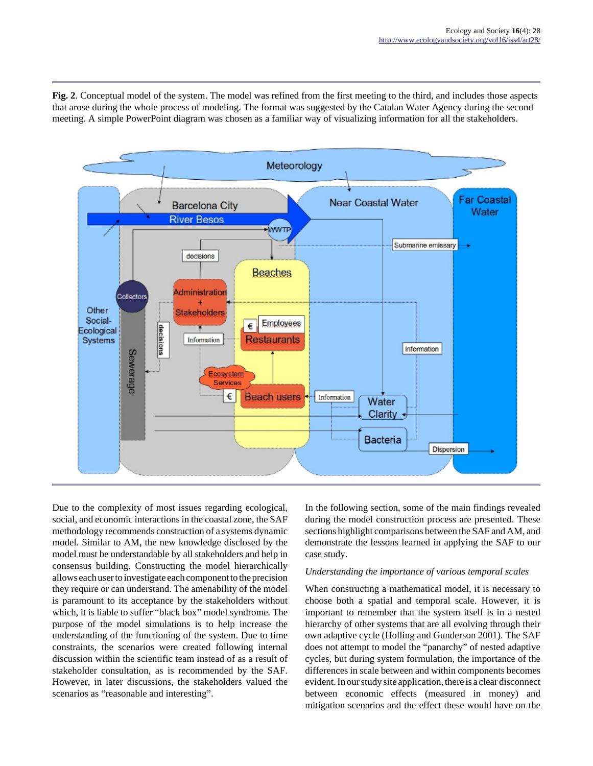**Fig. 2**. Conceptual model of the system. The model was refined from the first meeting to the third, and includes those aspects that arose during the whole process of modeling. The format was suggested by the Catalan Water Agency during the second meeting. A simple PowerPoint diagram was chosen as a familiar way of visualizing information for all the stakeholders.

Meteorology
Barcelona City
River Besos
WWTP
Near Coastal Water
Far Coastal Water
Submarine emissary
decisions
Beaches
Collectors
Administration + Stakeholders
Other Social-Ecological Systems
Sewerage
decisions
€ Employees
Restaurants
Information
Information
Ecosystem Services
€ Beach users
Information
Water Clarity
Bacteria
Dispersion

Due to the complexity of most issues regarding ecological, social, and economic interactions in the coastal zone, the SAF methodology recommends construction of a systems dynamic model. Similar to AM, the new knowledge disclosed by the model must be understandable by all stakeholders and help in consensus building. Constructing the model hierarchically allows each user to investigate each component to the precision they require or can understand. The amenability of the model is paramount to its acceptance by the stakeholders without which, it is liable to suffer "black box" model syndrome. The purpose of the model simulations is to help increase the understanding of the functioning of the system. Due to time constraints, the scenarios were created following internal discussion within the scientific team instead of as a result of stakeholder consultation, as is recommended by the SAF. However, in later discussions, the stakeholders valued the scenarios as "reasonable and interesting".

In the following section, some of the main findings revealed during the model construction process are presented. These sections highlight comparisons between the SAF and AM, and demonstrate the lessons learned in applying the SAF to our case study.

*Understanding the importance of various temporal scales*

When constructing a mathematical model, it is necessary to choose both a spatial and temporal scale. However, it is important to remember that the system itself is in a nested hierarchy of other systems that are all evolving through their own adaptive cycle (Holling and Gunderson 2001). The SAF does not attempt to model the "panarchy" of nested adaptive cycles, but during system formulation, the importance of the differences in scale between and within components becomes evident. In our study site application, there is a clear disconnect between economic effects (measured in money) and mitigation scenarios and the effect these would have on the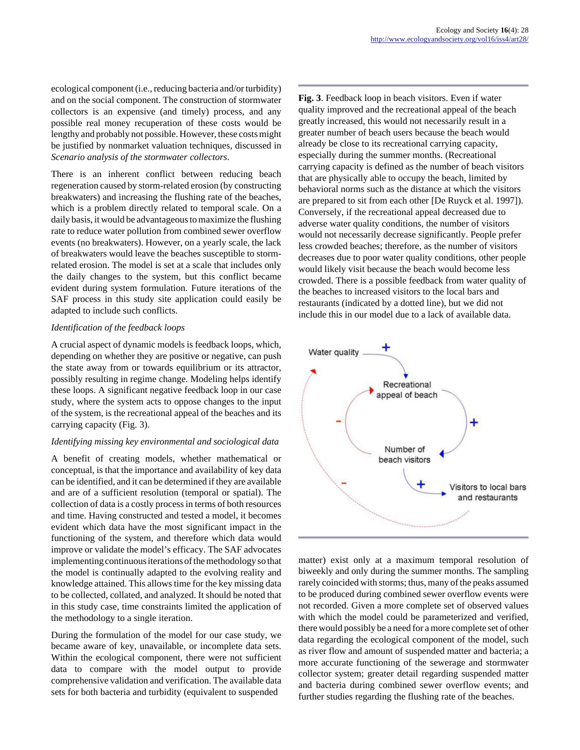ecological component (i.e., reducing bacteria and/or turbidity) and on the social component. The construction of stormwater collectors is an expensive (and timely) process, and any possible real money recuperation of these costs would be lengthy and probably not possible. However, these costs might be justified by nonmarket valuation techniques, discussed in *Scenario analysis of the stormwater collectors*.

There is an inherent conflict between reducing beach regeneration caused by storm-related erosion (by constructing breakwaters) and increasing the flushing rate of the beaches, which is a problem directly related to temporal scale. On a daily basis, it would be advantageous to maximize the flushing rate to reduce water pollution from combined sewer overflow events (no breakwaters). However, on a yearly scale, the lack of breakwaters would leave the beaches susceptible to storm-related erosion. The model is set at a scale that includes only the daily changes to the system, but this conflict became evident during system formulation. Future iterations of the SAF process in this study site application could easily be adapted to include such conflicts.

### *Identification of the feedback loops*

A crucial aspect of dynamic models is feedback loops, which, depending on whether they are positive or negative, can push the state away from or towards equilibrium or its attractor, possibly resulting in regime change. Modeling helps identify these loops. A significant negative feedback loop in our case study, where the system acts to oppose changes to the input of the system, is the recreational appeal of the beaches and its carrying capacity (Fig. 3).

### *Identifying missing key environmental and sociological data*

A benefit of creating models, whether mathematical or conceptual, is that the importance and availability of key data can be identified, and it can be determined if they are available and are of a sufficient resolution (temporal or spatial). The collection of data is a costly process in terms of both resources and time. Having constructed and tested a model, it becomes evident which data have the most significant impact in the functioning of the system, and therefore which data would improve or validate the model's efficacy. The SAF advocates implementing continuous iterations of the methodology so that the model is continually adapted to the evolving reality and knowledge attained. This allows time for the key missing data to be collected, collated, and analyzed. It should be noted that in this study case, time constraints limited the application of the methodology to a single iteration.

During the formulation of the model for our case study, we became aware of key, unavailable, or incomplete data sets. Within the ecological component, there were not sufficient data to compare with the model output to provide comprehensive validation and verification. The available data sets for both bacteria and turbidity (equivalent to suspended matter) exist only at a maximum temporal resolution of biweekly and only during the summer months. The sampling rarely coincided with storms; thus, many of the peaks assumed to be produced during combined sewer overflow events were not recorded. Given a more complete set of observed values with which the model could be parameterized and verified, there would possibly be a need for a more complete set of other data regarding the ecological component of the model, such as river flow and amount of suspended matter and bacteria; a more accurate functioning of the sewerage and stormwater collector system; greater detail regarding suspended matter and bacteria during combined sewer overflow events; and further studies regarding the flushing rate of the beaches.

**Fig. 3**. Feedback loop in beach visitors. Even if water quality improved and the recreational appeal of the beach greatly increased, this would not necessarily result in a greater number of beach users because the beach would already be close to its recreational carrying capacity, especially during the summer months. (Recreational carrying capacity is defined as the number of beach visitors that are physically able to occupy the beach, limited by behavioral norms such as the distance at which the visitors are prepared to sit from each other [De Ruyck et al. 1997]). Conversely, if the recreational appeal decreased due to adverse water quality conditions, the number of visitors would not necessarily decrease significantly. People prefer less crowded beaches; therefore, as the number of visitors decreases due to poor water quality conditions, other people would likely visit because the beach would become less crowded. There is a possible feedback from water quality of the beaches to increased visitors to the local bars and restaurants (indicated by a dotted line), but we did not include this in our model due to a lack of available data.

Water quality
+
Recreational appeal of beach
-
+
Number of beach visitors
-
+
Visitors to local bars and restaurants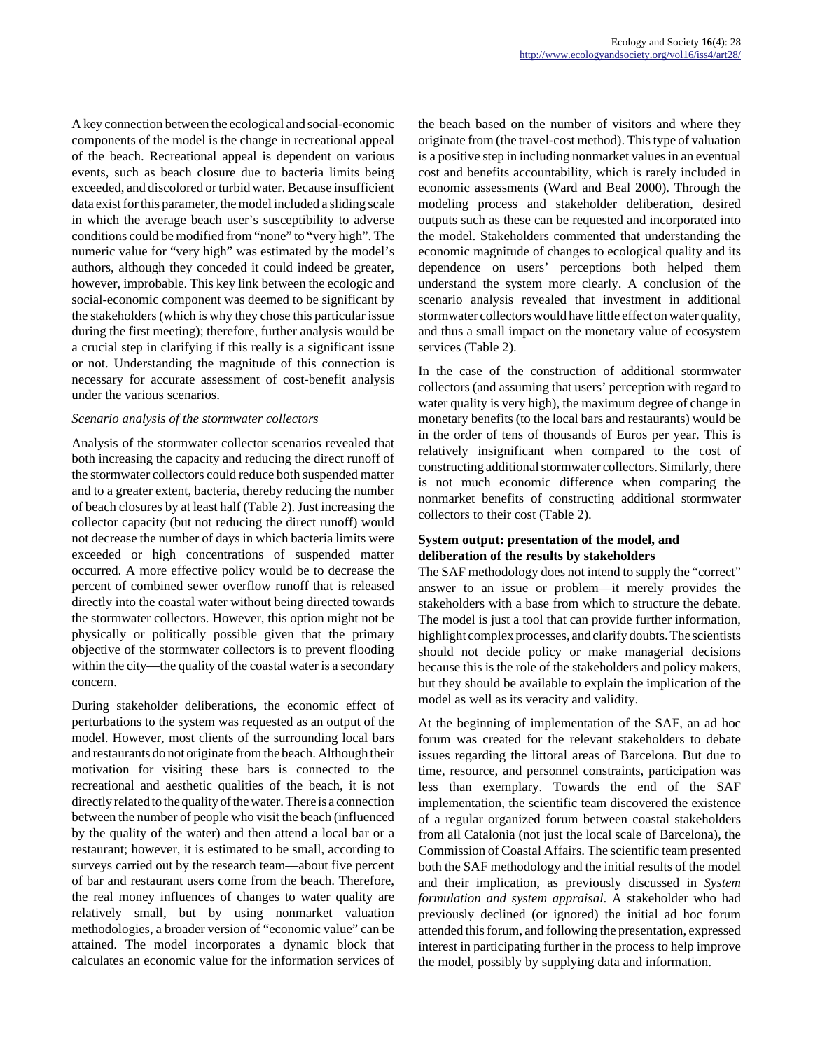A key connection between the ecological and social-economic components of the model is the change in recreational appeal of the beach. Recreational appeal is dependent on various events, such as beach closure due to bacteria limits being exceeded, and discolored or turbid water. Because insufficient data exist for this parameter, the model included a sliding scale in which the average beach user's susceptibility to adverse conditions could be modified from "none" to "very high". The numeric value for "very high" was estimated by the model's authors, although they conceded it could indeed be greater, however, improbable. This key link between the ecologic and social-economic component was deemed to be significant by the stakeholders (which is why they chose this particular issue during the first meeting); therefore, further analysis would be a crucial step in clarifying if this really is a significant issue or not. Understanding the magnitude of this connection is necessary for accurate assessment of cost-benefit analysis under the various scenarios.

*Scenario analysis of the stormwater collectors*

Analysis of the stormwater collector scenarios revealed that both increasing the capacity and reducing the direct runoff of the stormwater collectors could reduce both suspended matter and to a greater extent, bacteria, thereby reducing the number of beach closures by at least half (Table 2). Just increasing the collector capacity (but not reducing the direct runoff) would not decrease the number of days in which bacteria limits were exceeded or high concentrations of suspended matter occurred. A more effective policy would be to decrease the percent of combined sewer overflow runoff that is released directly into the coastal water without being directed towards the stormwater collectors. However, this option might not be physically or politically possible given that the primary objective of the stormwater collectors is to prevent flooding within the city—the quality of the coastal water is a secondary concern.

During stakeholder deliberations, the economic effect of perturbations to the system was requested as an output of the model. However, most clients of the surrounding local bars and restaurants do not originate from the beach. Although their motivation for visiting these bars is connected to the recreational and aesthetic qualities of the beach, it is not directly related to the quality of the water. There is a connection between the number of people who visit the beach (influenced by the quality of the water) and then attend a local bar or a restaurant; however, it is estimated to be small, according to surveys carried out by the research team—about five percent of bar and restaurant users come from the beach. Therefore, the real money influences of changes to water quality are relatively small, but by using nonmarket valuation methodologies, a broader version of "economic value" can be attained. The model incorporates a dynamic block that calculates an economic value for the information services of the beach based on the number of visitors and where they originate from (the travel-cost method). This type of valuation is a positive step in including nonmarket values in an eventual cost and benefits accountability, which is rarely included in economic assessments (Ward and Beal 2000). Through the modeling process and stakeholder deliberation, desired outputs such as these can be requested and incorporated into the model. Stakeholders commented that understanding the economic magnitude of changes to ecological quality and its dependence on users' perceptions both helped them understand the system more clearly. A conclusion of the scenario analysis revealed that investment in additional stormwater collectors would have little effect on water quality, and thus a small impact on the monetary value of ecosystem services (Table 2).

In the case of the construction of additional stormwater collectors (and assuming that users' perception with regard to water quality is very high), the maximum degree of change in monetary benefits (to the local bars and restaurants) would be in the order of tens of thousands of Euros per year. This is relatively insignificant when compared to the cost of constructing additional stormwater collectors. Similarly, there is not much economic difference when comparing the nonmarket benefits of constructing additional stormwater collectors to their cost (Table 2).

**System output: presentation of the model, and deliberation of the results by stakeholders**

The SAF methodology does not intend to supply the "correct" answer to an issue or problem—it merely provides the stakeholders with a base from which to structure the debate. The model is just a tool that can provide further information, highlight complex processes, and clarify doubts. The scientists should not decide policy or make managerial decisions because this is the role of the stakeholders and policy makers, but they should be available to explain the implication of the model as well as its veracity and validity.

At the beginning of implementation of the SAF, an ad hoc forum was created for the relevant stakeholders to debate issues regarding the littoral areas of Barcelona. But due to time, resource, and personnel constraints, participation was less than exemplary. Towards the end of the SAF implementation, the scientific team discovered the existence of a regular organized forum between coastal stakeholders from all Catalonia (not just the local scale of Barcelona), the Commission of Coastal Affairs. The scientific team presented both the SAF methodology and the initial results of the model and their implication, as previously discussed in *System formulation and system appraisal*. A stakeholder who had previously declined (or ignored) the initial ad hoc forum attended this forum, and following the presentation, expressed interest in participating further in the process to help improve the model, possibly by supplying data and information.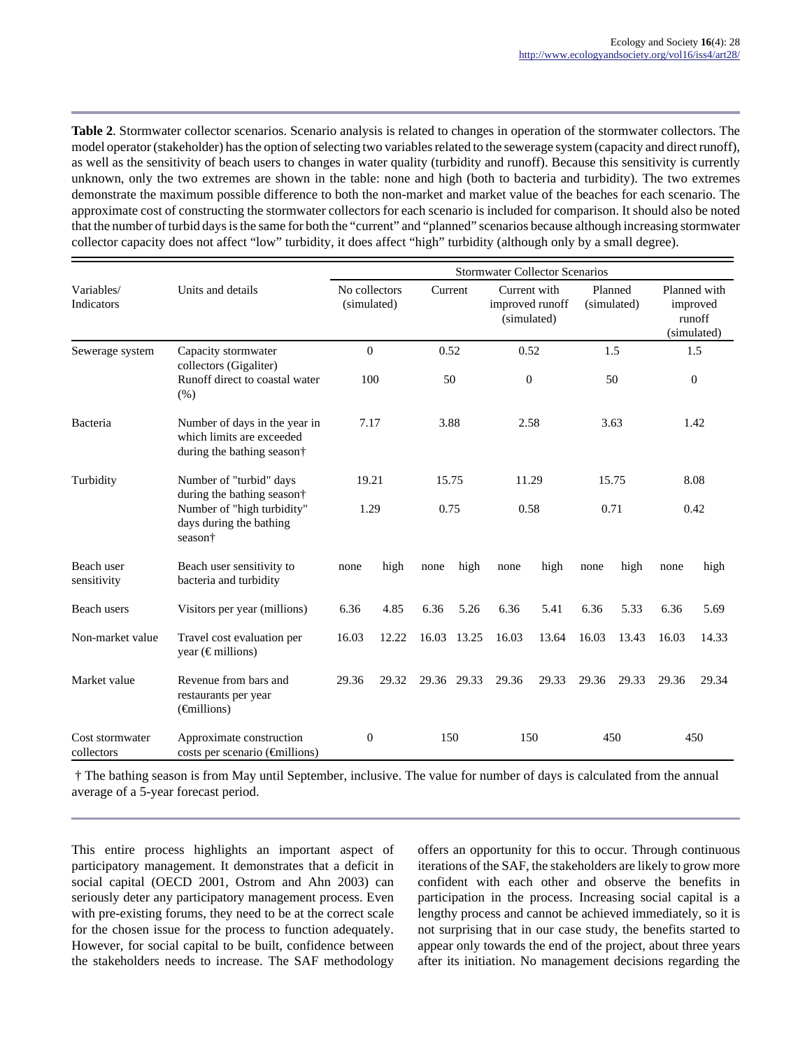**Table 2**. Stormwater collector scenarios. Scenario analysis is related to changes in operation of the stormwater collectors. The model operator (stakeholder) has the option of selecting two variables related to the sewerage system (capacity and direct runoff), as well as the sensitivity of beach users to changes in water quality (turbidity and runoff). Because this sensitivity is currently unknown, only the two extremes are shown in the table: none and high (both to bacteria and turbidity). The two extremes demonstrate the maximum possible difference to both the non-market and market value of the beaches for each scenario. The approximate cost of constructing the stormwater collectors for each scenario is included for comparison. It should also be noted that the number of turbid days is the same for both the "current" and "planned" scenarios because although increasing stormwater collector capacity does not affect "low" turbidity, it does affect "high" turbidity (although only by a small degree).

| Variables/ Indicators | Units and details | Stormwater Collector Scenarios | | | | | | | | | |
|---|---|---|---|---|---|---|---|---|---|---|---|
| | | No collectors (simulated) | | Current | | Current with improved runoff (simulated) | | Planned (simulated) | | Planned with improved runoff (simulated) | |
| Sewerage system | Capacity stormwater collectors (Gigaliter) | 0 | | 0.52 | | 0.52 | | 1.5 | | 1.5 | |
| | Runoff direct to coastal water (%) | 100 | | 50 | | 0 | | 50 | | 0 | |
| Bacteria | Number of days in the year in which limits are exceeded during the bathing season† | 7.17 | | 3.88 | | 2.58 | | 3.63 | | 1.42 | |
| Turbidity | Number of "turbid" days during the bathing season† | 19.21 | | 15.75 | | 11.29 | | 15.75 | | 8.08 | |
| | Number of "high turbidity" days during the bathing season† | 1.29 | | 0.75 | | 0.58 | | 0.71 | | 0.42 | |
| Beach user sensitivity | Beach user sensitivity to bacteria and turbidity | none | high | none | high | none | high | none | high | none | high |
| Beach users | Visitors per year (millions) | 6.36 | 4.85 | 6.36 | 5.26 | 6.36 | 5.41 | 6.36 | 5.33 | 6.36 | 5.69 |
| Non-market value | Travel cost evaluation per year (€ millions) | 16.03 | 12.22 | 16.03 | 13.25 | 16.03 | 13.64 | 16.03 | 13.43 | 16.03 | 14.33 |
| Market value | Revenue from bars and restaurants per year (€millions) | 29.36 | 29.32 | 29.36 | 29.33 | 29.36 | 29.33 | 29.36 | 29.33 | 29.36 | 29.34 |
| Cost stormwater collectors | Approximate construction costs per scenario (€millions) | 0 | | 150 | | 150 | | 450 | | 450 | |

† The bathing season is from May until September, inclusive. The value for number of days is calculated from the annual average of a 5-year forecast period.

This entire process highlights an important aspect of participatory management. It demonstrates that a deficit in social capital (OECD 2001, Ostrom and Ahn 2003) can seriously deter any participatory management process. Even with pre-existing forums, they need to be at the correct scale for the chosen issue for the process to function adequately. However, for social capital to be built, confidence between the stakeholders needs to increase. The SAF methodology offers an opportunity for this to occur. Through continuous iterations of the SAF, the stakeholders are likely to grow more confident with each other and observe the benefits in participation in the process. Increasing social capital is a lengthy process and cannot be achieved immediately, so it is not surprising that in our case study, the benefits started to appear only towards the end of the project, about three years after its initiation. No management decisions regarding the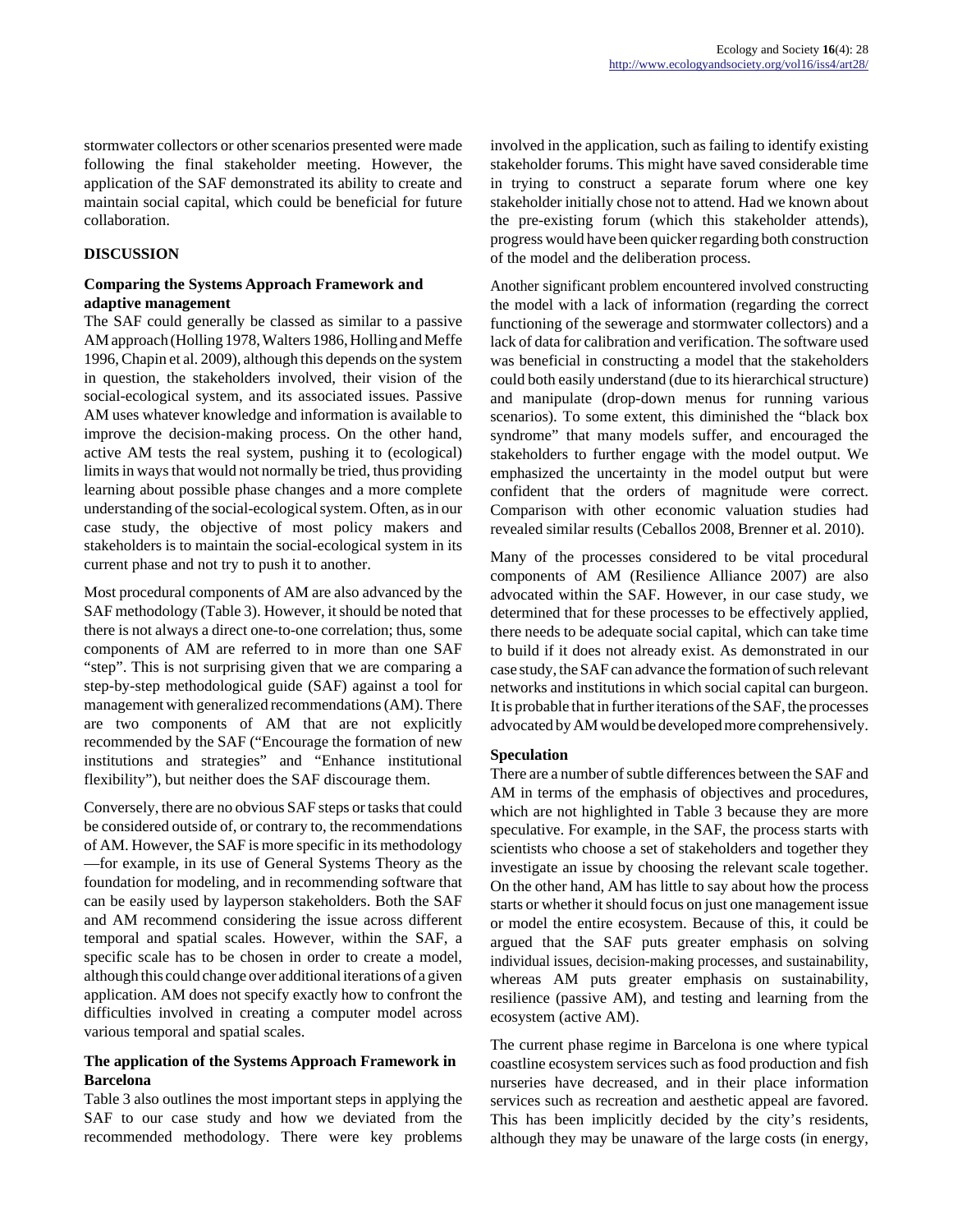stormwater collectors or other scenarios presented were made following the final stakeholder meeting. However, the application of the SAF demonstrated its ability to create and maintain social capital, which could be beneficial for future collaboration.

## DISCUSSION

### Comparing the Systems Approach Framework and adaptive management

The SAF could generally be classed as similar to a passive AM approach (Holling 1978, Walters 1986, Holling and Meffe 1996, Chapin et al. 2009), although this depends on the system in question, the stakeholders involved, their vision of the social-ecological system, and its associated issues. Passive AM uses whatever knowledge and information is available to improve the decision-making process. On the other hand, active AM tests the real system, pushing it to (ecological) limits in ways that would not normally be tried, thus providing learning about possible phase changes and a more complete understanding of the social-ecological system. Often, as in our case study, the objective of most policy makers and stakeholders is to maintain the social-ecological system in its current phase and not try to push it to another.

Most procedural components of AM are also advanced by the SAF methodology (Table 3). However, it should be noted that there is not always a direct one-to-one correlation; thus, some components of AM are referred to in more than one SAF "step". This is not surprising given that we are comparing a step-by-step methodological guide (SAF) against a tool for management with generalized recommendations (AM). There are two components of AM that are not explicitly recommended by the SAF ("Encourage the formation of new institutions and strategies" and "Enhance institutional flexibility"), but neither does the SAF discourage them.

Conversely, there are no obvious SAF steps or tasks that could be considered outside of, or contrary to, the recommendations of AM. However, the SAF is more specific in its methodology —for example, in its use of General Systems Theory as the foundation for modeling, and in recommending software that can be easily used by layperson stakeholders. Both the SAF and AM recommend considering the issue across different temporal and spatial scales. However, within the SAF, a specific scale has to be chosen in order to create a model, although this could change over additional iterations of a given application. AM does not specify exactly how to confront the difficulties involved in creating a computer model across various temporal and spatial scales.

### The application of the Systems Approach Framework in Barcelona

Table 3 also outlines the most important steps in applying the SAF to our case study and how we deviated from the recommended methodology. There were key problems involved in the application, such as failing to identify existing stakeholder forums. This might have saved considerable time in trying to construct a separate forum where one key stakeholder initially chose not to attend. Had we known about the pre-existing forum (which this stakeholder attends), progress would have been quicker regarding both construction of the model and the deliberation process.

Another significant problem encountered involved constructing the model with a lack of information (regarding the correct functioning of the sewerage and stormwater collectors) and a lack of data for calibration and verification. The software used was beneficial in constructing a model that the stakeholders could both easily understand (due to its hierarchical structure) and manipulate (drop-down menus for running various scenarios). To some extent, this diminished the "black box syndrome" that many models suffer, and encouraged the stakeholders to further engage with the model output. We emphasized the uncertainty in the model output but were confident that the orders of magnitude were correct. Comparison with other economic valuation studies had revealed similar results (Ceballos 2008, Brenner et al. 2010).

Many of the processes considered to be vital procedural components of AM (Resilience Alliance 2007) are also advocated within the SAF. However, in our case study, we determined that for these processes to be effectively applied, there needs to be adequate social capital, which can take time to build if it does not already exist. As demonstrated in our case study, the SAF can advance the formation of such relevant networks and institutions in which social capital can burgeon. It is probable that in further iterations of the SAF, the processes advocated by AM would be developed more comprehensively.

### Speculation

There are a number of subtle differences between the SAF and AM in terms of the emphasis of objectives and procedures, which are not highlighted in Table 3 because they are more speculative. For example, in the SAF, the process starts with scientists who choose a set of stakeholders and together they investigate an issue by choosing the relevant scale together. On the other hand, AM has little to say about how the process starts or whether it should focus on just one management issue or model the entire ecosystem. Because of this, it could be argued that the SAF puts greater emphasis on solving individual issues, decision-making processes, and sustainability, whereas AM puts greater emphasis on sustainability, resilience (passive AM), and testing and learning from the ecosystem (active AM).

The current phase regime in Barcelona is one where typical coastline ecosystem services such as food production and fish nurseries have decreased, and in their place information services such as recreation and aesthetic appeal are favored. This has been implicitly decided by the city's residents, although they may be unaware of the large costs (in energy,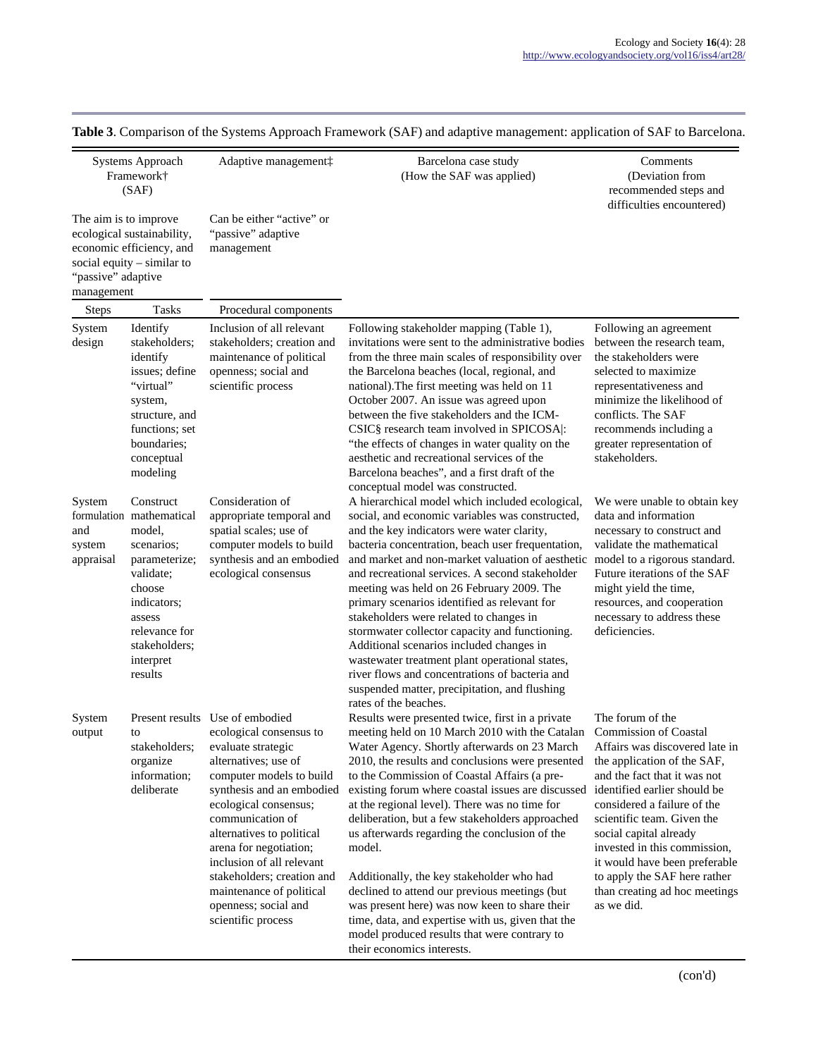**Table 3**. Comparison of the Systems Approach Framework (SAF) and adaptive management: application of SAF to Barcelona.

| Systems Approach Framework† (SAF) | | Adaptive management‡ | Barcelona case study (How the SAF was applied) | Comments (Deviation from recommended steps and difficulties encountered) |
|---|---|---|---|---|
| The aim is to improve ecological sustainability, economic efficiency, and social equity – similar to "passive" adaptive management | | Can be either "active" or "passive" adaptive management | | |
| Steps | Tasks | Procedural components | | |
| System design | Identify stakeholders; identify issues; define "virtual" system, structure, and functions; set boundaries; conceptual modeling | Inclusion of all relevant stakeholders; creation and maintenance of political openness; social and scientific process | Following stakeholder mapping (Table 1), invitations were sent to the administrative bodies from the three main scales of responsibility over the Barcelona beaches (local, regional, and national).The first meeting was held on 11 October 2007. An issue was agreed upon between the five stakeholders and the ICM-CSIC§ research team involved in SPICOSA\|: "the effects of changes in water quality on the aesthetic and recreational services of the Barcelona beaches", and a first draft of the conceptual model was constructed. | Following an agreement between the research team, the stakeholders were selected to maximize representativeness and minimize the likelihood of conflicts. The SAF recommends including a greater representation of stakeholders. |
| System formulation and system appraisal | Construct mathematical model, scenarios; parameterize; validate; choose indicators; assess relevance for stakeholders; interpret results | Consideration of appropriate temporal and spatial scales; use of computer models to build synthesis and an embodied ecological consensus | A hierarchical model which included ecological, social, and economic variables was constructed, and the key indicators were water clarity, bacteria concentration, beach user frequentation, and market and non-market valuation of aesthetic and recreational services. A second stakeholder meeting was held on 26 February 2009. The primary scenarios identified as relevant for stakeholders were related to changes in stormwater collector capacity and functioning. Additional scenarios included changes in wastewater treatment plant operational states, river flows and concentrations of bacteria and suspended matter, precipitation, and flushing rates of the beaches. | We were unable to obtain key data and information necessary to construct and validate the mathematical model to a rigorous standard. Future iterations of the SAF might yield the time, resources, and cooperation necessary to address these deficiencies. |
| System output | Present results to stakeholders; organize information; deliberate | Use of embodied ecological consensus to evaluate strategic alternatives; use of computer models to build synthesis and an embodied ecological consensus; communication of alternatives to political arena for negotiation; inclusion of all relevant stakeholders; creation and maintenance of political openness; social and scientific process | Results were presented twice, first in a private meeting held on 10 March 2010 with the Catalan Water Agency. Shortly afterwards on 23 March 2010, the results and conclusions were presented to the Commission of Coastal Affairs (a pre-existing forum where coastal issues are discussed at the regional level). There was no time for deliberation, but a few stakeholders approached us afterwards regarding the conclusion of the model.<br><br>Additionally, the key stakeholder who had declined to attend our previous meetings (but was present here) was now keen to share their time, data, and expertise with us, given that the model produced results that were contrary to their economics interests. | The forum of the Commission of Coastal Affairs was discovered late in the application of the SAF, and the fact that it was not identified earlier should be considered a failure of the scientific team. Given the social capital already invested in this commission, it would have been preferable to apply the SAF here rather than creating ad hoc meetings as we did. |

(con'd)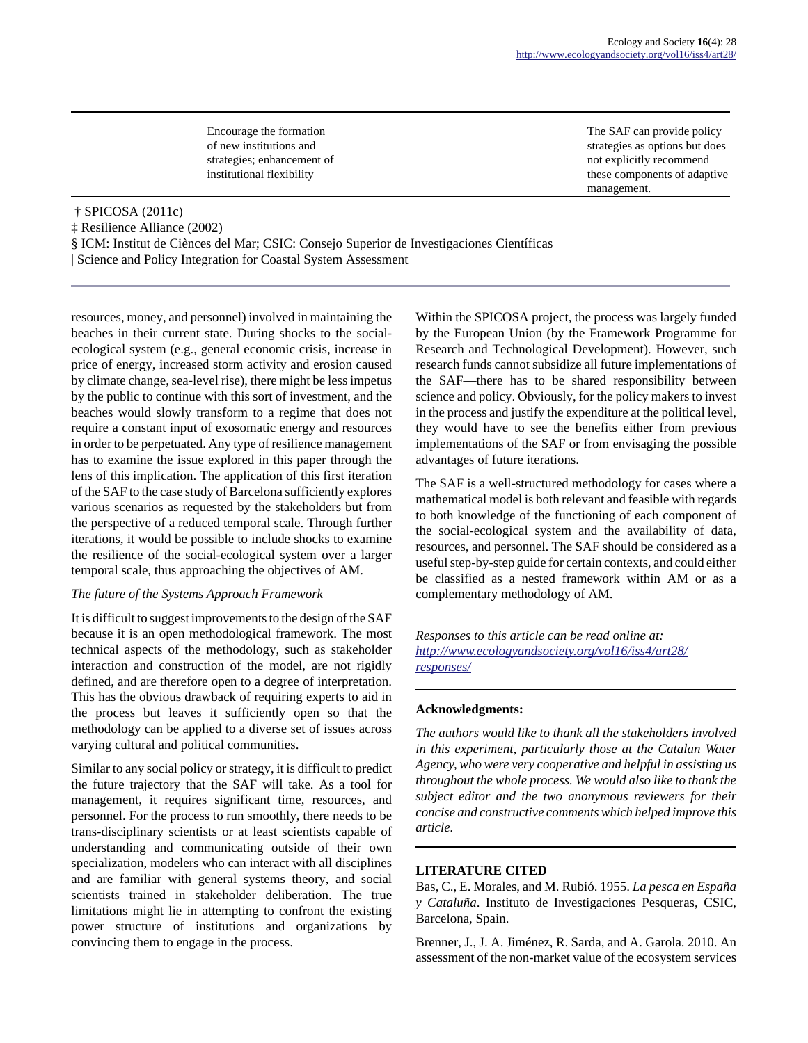| | | |
|---|---|---|
| | Encourage the formation of new institutions and strategies; enhancement of institutional flexibility | The SAF can provide policy strategies as options but does not explicitly recommend these components of adaptive management. |

† SPICOSA (2011c)
‡ Resilience Alliance (2002)
§ ICM: Institut de Ciènces del Mar; CSIC: Consejo Superior de Investigaciones Científicas
| Science and Policy Integration for Coastal System Assessment

resources, money, and personnel) involved in maintaining the beaches in their current state. During shocks to the social-ecological system (e.g., general economic crisis, increase in price of energy, increased storm activity and erosion caused by climate change, sea-level rise), there might be less impetus by the public to continue with this sort of investment, and the beaches would slowly transform to a regime that does not require a constant input of exosomatic energy and resources in order to be perpetuated. Any type of resilience management has to examine the issue explored in this paper through the lens of this implication. The application of this first iteration of the SAF to the case study of Barcelona sufficiently explores various scenarios as requested by the stakeholders but from the perspective of a reduced temporal scale. Through further iterations, it would be possible to include shocks to examine the resilience of the social-ecological system over a larger temporal scale, thus approaching the objectives of AM.

*The future of the Systems Approach Framework*

It is difficult to suggest improvements to the design of the SAF because it is an open methodological framework. The most technical aspects of the methodology, such as stakeholder interaction and construction of the model, are not rigidly defined, and are therefore open to a degree of interpretation. This has the obvious drawback of requiring experts to aid in the process but leaves it sufficiently open so that the methodology can be applied to a diverse set of issues across varying cultural and political communities.

Similar to any social policy or strategy, it is difficult to predict the future trajectory that the SAF will take. As a tool for management, it requires significant time, resources, and personnel. For the process to run smoothly, there needs to be trans-disciplinary scientists or at least scientists capable of understanding and communicating outside of their own specialization, modelers who can interact with all disciplines and are familiar with general systems theory, and social scientists trained in stakeholder deliberation. The true limitations might lie in attempting to confront the existing power structure of institutions and organizations by convincing them to engage in the process.

Within the SPICOSA project, the process was largely funded by the European Union (by the Framework Programme for Research and Technological Development). However, such research funds cannot subsidize all future implementations of the SAF—there has to be shared responsibility between science and policy. Obviously, for the policy makers to invest in the process and justify the expenditure at the political level, they would have to see the benefits either from previous implementations of the SAF or from envisaging the possible advantages of future iterations.

The SAF is a well-structured methodology for cases where a mathematical model is both relevant and feasible with regards to both knowledge of the functioning of each component of the social-ecological system and the availability of data, resources, and personnel. The SAF should be considered as a useful step-by-step guide for certain contexts, and could either be classified as a nested framework within AM or as a complementary methodology of AM.

*Responses to this article can be read online at:* *http://www.ecologyandsociety.org/vol16/iss4/art28/responses/*

**Acknowledgments:**

*The authors would like to thank all the stakeholders involved in this experiment, particularly those at the Catalan Water Agency, who were very cooperative and helpful in assisting us throughout the whole process. We would also like to thank the subject editor and the two anonymous reviewers for their concise and constructive comments which helped improve this article.*

## LITERATURE CITED

Bas, C., E. Morales, and M. Rubió. 1955. *La pesca en España y Cataluña*. Instituto de Investigaciones Pesqueras, CSIC, Barcelona, Spain.

Brenner, J., J. A. Jiménez, R. Sarda, and A. Garola. 2010. An assessment of the non-market value of the ecosystem services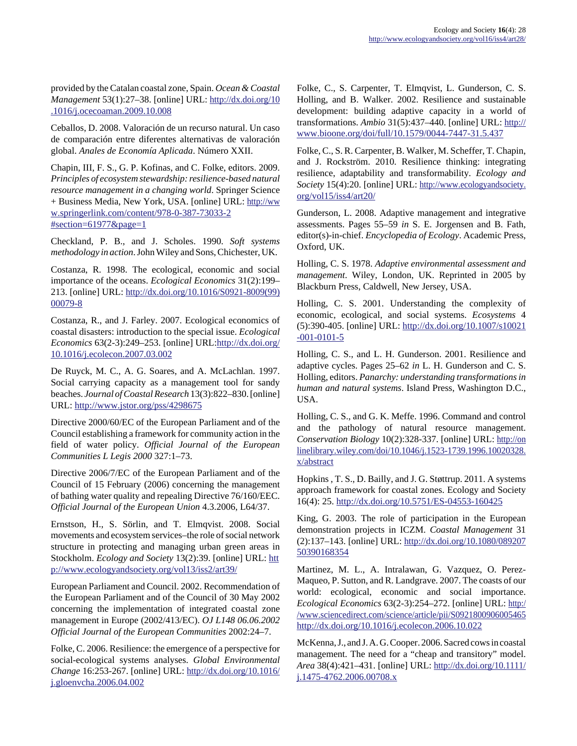provided by the Catalan coastal zone, Spain. *Ocean & Coastal Management* 53(1):27–38. [online] URL: http://dx.doi.org/10.1016/j.ocecoaman.2009.10.008

Ceballos, D. 2008. Valoración de un recurso natural. Un caso de comparación entre diferentes alternativas de valoración global. *Anales de Economía Aplicada*. Número XXII.

Chapin, III, F. S., G. P. Kofinas, and C. Folke, editors. 2009. *Principles of ecosystem stewardship: resilience-based natural resource management in a changing world*. Springer Science + Business Media, New York, USA. [online] URL: http://www.springerlink.com/content/978-0-387-73033-2#section=61977&page=1

Checkland, P. B., and J. Scholes. 1990. *Soft systems methodology in action*. John Wiley and Sons, Chichester, UK.

Costanza, R. 1998. The ecological, economic and social importance of the oceans. *Ecological Economics* 31(2):199–213. [online] URL: http://dx.doi.org/10.1016/S0921-8009(99)00079-8

Costanza, R., and J. Farley. 2007. Ecological economics of coastal disasters: introduction to the special issue. *Ecological Economics* 63(2-3):249–253. [online] URL:http://dx.doi.org/10.1016/j.ecolecon.2007.03.002

De Ruyck, M. C., A. G. Soares, and A. McLachlan. 1997. Social carrying capacity as a management tool for sandy beaches. *Journal of Coastal Research* 13(3):822–830. [online] URL: http://www.jstor.org/pss/4298675

Directive 2000/60/EC of the European Parliament and of the Council establishing a framework for community action in the field of water policy. *Official Journal of the European Communities L Legis 2000* 327:1–73.

Directive 2006/7/EC of the European Parliament and of the Council of 15 February (2006) concerning the management of bathing water quality and repealing Directive 76/160/EEC. *Official Journal of the European Union* 4.3.2006, L64/37.

Ernstson, H., S. Sörlin, and T. Elmqvist. 2008. Social movements and ecosystem services–the role of social network structure in protecting and managing urban green areas in Stockholm. *Ecology and Society* 13(2):39. [online] URL: http://www.ecologyandsociety.org/vol13/iss2/art39/

European Parliament and Council. 2002. Recommendation of the European Parliament and of the Council of 30 May 2002 concerning the implementation of integrated coastal zone management in Europe (2002/413/EC). *OJ L148 06.06.2002 Official Journal of the European Communities* 2002:24–7.

Folke, C. 2006. Resilience: the emergence of a perspective for social-ecological systems analyses. *Global Environmental Change* 16:253-267. [online] URL: http://dx.doi.org/10.1016/j.gloenvcha.2006.04.002

Folke, C., S. Carpenter, T. Elmqvist, L. Gunderson, C. S. Holling, and B. Walker. 2002. Resilience and sustainable development: building adaptive capacity in a world of transformations. *Ambio* 31(5):437–440. [online] URL: http://www.bioone.org/doi/full/10.1579/0044-7447-31.5.437

Folke, C., S. R. Carpenter, B. Walker, M. Scheffer, T. Chapin, and J. Rockström. 2010. Resilience thinking: integrating resilience, adaptability and transformability. *Ecology and Society* 15(4):20. [online] URL: http://www.ecologyandsociety.org/vol15/iss4/art20/

Gunderson, L. 2008. Adaptive management and integrative assessments. Pages 55–59 *in* S. E. Jorgensen and B. Fath, editor(s)-in-chief. *Encyclopedia of Ecology*. Academic Press, Oxford, UK.

Holling, C. S. 1978. *Adaptive environmental assessment and management*. Wiley, London, UK. Reprinted in 2005 by Blackburn Press, Caldwell, New Jersey, USA.

Holling, C. S. 2001. Understanding the complexity of economic, ecological, and social systems. *Ecosystems* 4 (5):390-405. [online] URL: http://dx.doi.org/10.1007/s10021-001-0101-5

Holling, C. S., and L. H. Gunderson. 2001. Resilience and adaptive cycles. Pages 25–62 *in* L. H. Gunderson and C. S. Holling, editors. *Panarchy: understanding transformations in human and natural systems*. Island Press, Washington D.C., USA.

Holling, C. S., and G. K. Meffe. 1996. Command and control and the pathology of natural resource management. *Conservation Biology* 10(2):328-337. [online] URL: http://onlinelibrary.wiley.com/doi/10.1046/j.1523-1739.1996.10020328.x/abstract

Hopkins , T. S., D. Bailly, and J. G. Støttrup. 2011. A systems approach framework for coastal zones. Ecology and Society 16(4): 25. http://dx.doi.org/10.5751/ES-04553-160425

King, G. 2003. The role of participation in the European demonstration projects in ICZM. *Coastal Management* 31 (2):137–143. [online] URL: http://dx.doi.org/10.1080/08920750390168354

Martinez, M. L., A. Intralawan, G. Vazquez, O. Perez-Maqueo, P. Sutton, and R. Landgrave. 2007. The coasts of our world: ecological, economic and social importance. *Ecological Economics* 63(2-3):254–272. [online] URL: http://www.sciencedirect.com/science/article/pii/S0921800906005465 http://dx.doi.org/10.1016/j.ecolecon.2006.10.022

McKenna, J., and J. A. G. Cooper. 2006. Sacred cows in coastal management. The need for a "cheap and transitory" model. *Area* 38(4):421–431. [online] URL: http://dx.doi.org/10.1111/j.1475-4762.2006.00708.x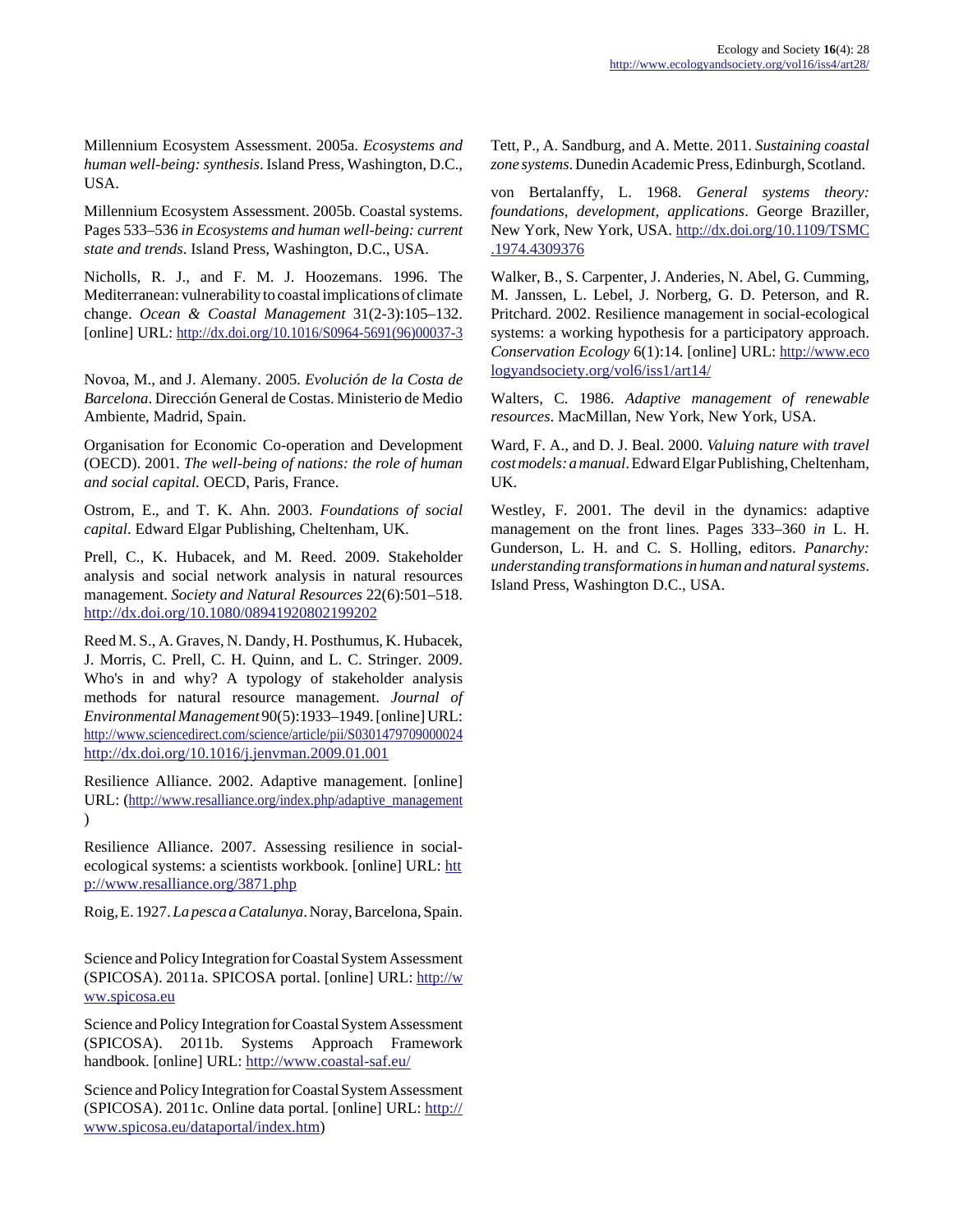Millennium Ecosystem Assessment. 2005a. *Ecosystems and human well-being: synthesis*. Island Press, Washington, D.C., USA.

Millennium Ecosystem Assessment. 2005b. Coastal systems. Pages 533–536 *in Ecosystems and human well-being: current state and trends*. Island Press, Washington, D.C., USA.

Nicholls, R. J., and F. M. J. Hoozemans. 1996. The Mediterranean: vulnerability to coastal implications of climate change. *Ocean & Coastal Management* 31(2-3):105–132. [online] URL: http://dx.doi.org/10.1016/S0964-5691(96)00037-3

Novoa, M., and J. Alemany. 2005. *Evolución de la Costa de Barcelona*. Dirección General de Costas. Ministerio de Medio Ambiente, Madrid, Spain.

Organisation for Economic Co-operation and Development (OECD). 2001. *The well-being of nations: the role of human and social capital.* OECD, Paris, France.

Ostrom, E., and T. K. Ahn. 2003. *Foundations of social capital*. Edward Elgar Publishing, Cheltenham, UK.

Prell, C., K. Hubacek, and M. Reed. 2009. Stakeholder analysis and social network analysis in natural resources management. *Society and Natural Resources* 22(6):501–518. http://dx.doi.org/10.1080/08941920802199202

Reed M. S., A. Graves, N. Dandy, H. Posthumus, K. Hubacek, J. Morris, C. Prell, C. H. Quinn, and L. C. Stringer. 2009. Who's in and why? A typology of stakeholder analysis methods for natural resource management. *Journal of Environmental Management* 90(5):1933–1949. [online] URL: http://www.sciencedirect.com/science/article/pii/S0301479709000024 http://dx.doi.org/10.1016/j.jenvman.2009.01.001

Resilience Alliance. 2002. Adaptive management. [online] URL: (http://www.resalliance.org/index.php/adaptive_management )

Resilience Alliance. 2007. Assessing resilience in social-ecological systems: a scientists workbook. [online] URL: http://www.resalliance.org/3871.php

Roig, E. 1927. *La pesca a Catalunya*. Noray, Barcelona, Spain.

Science and Policy Integration for Coastal System Assessment (SPICOSA). 2011a. SPICOSA portal. [online] URL: http://www.spicosa.eu

Science and Policy Integration for Coastal System Assessment (SPICOSA). 2011b. Systems Approach Framework handbook. [online] URL: http://www.coastal-saf.eu/

Science and Policy Integration for Coastal System Assessment (SPICOSA). 2011c. Online data portal. [online] URL: http://www.spicosa.eu/dataportal/index.htm)

Tett, P., A. Sandburg, and A. Mette. 2011. *Sustaining coastal zone systems*. Dunedin Academic Press, Edinburgh, Scotland.

von Bertalanffy, L. 1968. *General systems theory: foundations, development, applications*. George Braziller, New York, New York, USA. http://dx.doi.org/10.1109/TSMC.1974.4309376

Walker, B., S. Carpenter, J. Anderies, N. Abel, G. Cumming, M. Janssen, L. Lebel, J. Norberg, G. D. Peterson, and R. Pritchard. 2002. Resilience management in social-ecological systems: a working hypothesis for a participatory approach. *Conservation Ecology* 6(1):14. [online] URL: http://www.ecologyandsociety.org/vol6/iss1/art14/

Walters, C. 1986. *Adaptive management of renewable resources*. MacMillan, New York, New York, USA.

Ward, F. A., and D. J. Beal. 2000. *Valuing nature with travel cost models: a manual*. Edward Elgar Publishing, Cheltenham, UK.

Westley, F. 2001. The devil in the dynamics: adaptive management on the front lines. Pages 333–360 *in* L. H. Gunderson, L. H. and C. S. Holling, editors. *Panarchy: understanding transformations in human and natural systems*. Island Press, Washington D.C., USA.